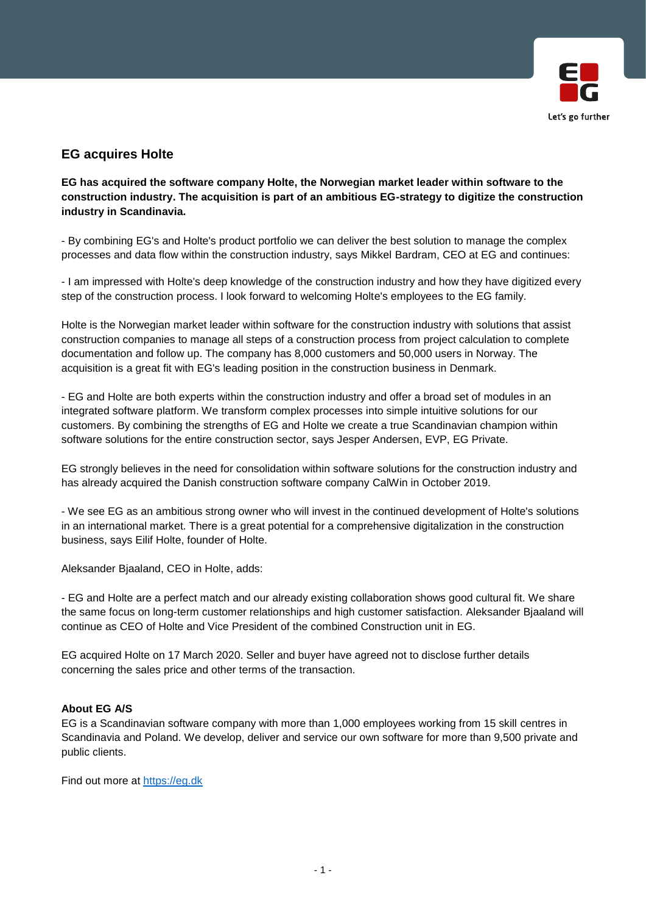## EG acquires Holte

**EG has acquired the software company Holte, the Norwegian market leader within software to the construction industry. The acquisition is part of an ambitious EG-strategy to digitize the construction industry in Scandinavia.**

- By combining EG's and Holte's product portfolio we can deliver the best solution to manage the complex processes and data flow within the construction industry, says Mikkel Bardram, CEO at EG and continues:

- I am impressed with Holte's deep knowledge of the construction industry and how they have digitized every step of the construction process. I look forward to welcoming Holte's employees to the EG family.

Holte is the Norwegian market leader within software for the construction industry with solutions that assist construction companies to manage all steps of a construction process from project calculation to complete documentation and follow up. The company has 8,000 customers and 50,000 users in Norway. The acquisition is a great fit with EG's leading position in the construction business in Denmark.

- EG and Holte are both experts within the construction industry and offer a broad set of modules in an integrated software platform. We transform complex processes into simple intuitive solutions for our customers. By combining the strengths of EG and Holte we create a true Scandinavian champion within software solutions for the entire construction sector, says Jesper Andersen, EVP, EG Private.

EG strongly believes in the need for consolidation within software solutions for the construction industry and has already acquired the Danish construction software company CalWin in October 2019.

- We see EG as an ambitious strong owner who will invest in the continued development of Holte's solutions in an international market. There is a great potential for a comprehensive digitalization in the construction business, says Eilif Holte, founder of Holte.

Aleksander Bjaaland, CEO in Holte, adds:

- EG and Holte are a perfect match and our already existing collaboration shows good cultural fit. We share the same focus on long-term customer relationships and high customer satisfaction. Aleksander Bjaaland will continue as CEO of Holte and Vice President of the combined Construction unit in EG.

EG acquired Holte on 17 March 2020. Seller and buyer have agreed not to disclose further details concerning the sales price and other terms of the transaction.

**About EG A/S**
EG is a Scandinavian software company with more than 1,000 employees working from 15 skill centres in Scandinavia and Poland. We develop, deliver and service our own software for more than 9,500 private and public clients.

Find out more at [https://eg.dk](https://eg.dk)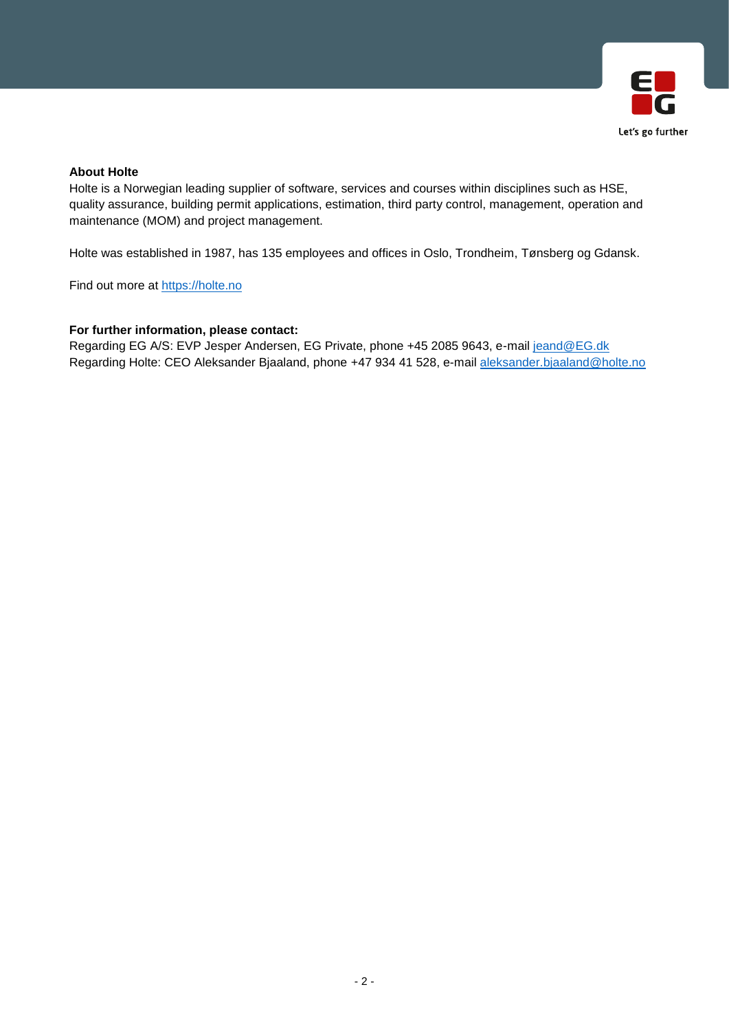**About Holte**

Holte is a Norwegian leading supplier of software, services and courses within disciplines such as HSE, quality assurance, building permit applications, estimation, third party control, management, operation and maintenance (MOM) and project management.

Holte was established in 1987, has 135 employees and offices in Oslo, Trondheim, Tønsberg og Gdansk.

Find out more at https://holte.no

**For further information, please contact:**

Regarding EG A/S: EVP Jesper Andersen, EG Private, phone +45 2085 9643, e-mail jeand@EG.dk
Regarding Holte: CEO Aleksander Bjaaland, phone +47 934 41 528, e-mail aleksander.bjaaland@holte.no